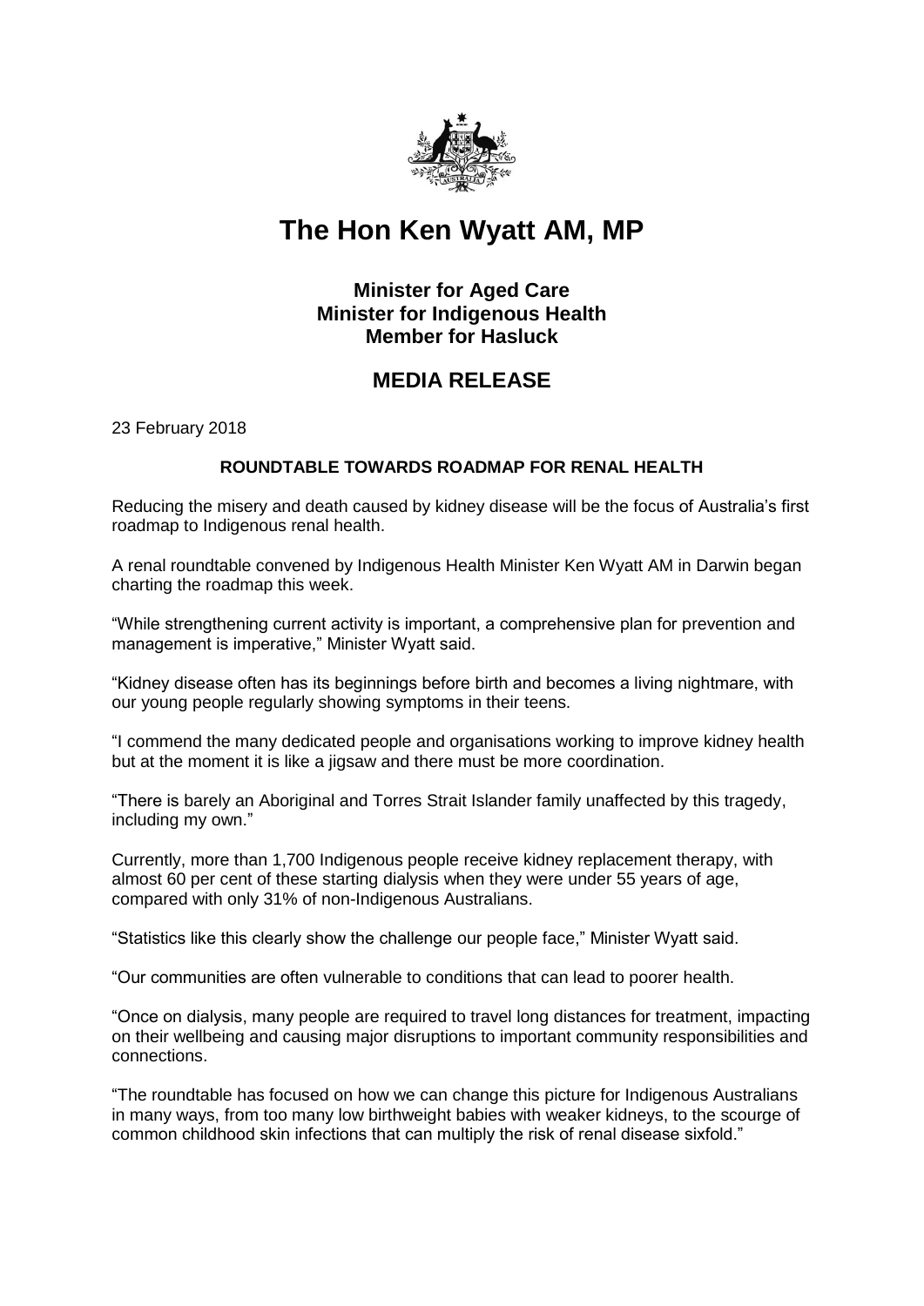# The Hon Ken Wyatt AM, MP

### Minister for Aged Care
### Minister for Indigenous Health
### Member for Hasluck

## MEDIA RELEASE

23 February 2018

**ROUNDTABLE TOWARDS ROADMAP FOR RENAL HEALTH**

Reducing the misery and death caused by kidney disease will be the focus of Australia's first roadmap to Indigenous renal health.

A renal roundtable convened by Indigenous Health Minister Ken Wyatt AM in Darwin began charting the roadmap this week.

"While strengthening current activity is important, a comprehensive plan for prevention and management is imperative," Minister Wyatt said.

"Kidney disease often has its beginnings before birth and becomes a living nightmare, with our young people regularly showing symptoms in their teens.

"I commend the many dedicated people and organisations working to improve kidney health but at the moment it is like a jigsaw and there must be more coordination.

"There is barely an Aboriginal and Torres Strait Islander family unaffected by this tragedy, including my own."

Currently, more than 1,700 Indigenous people receive kidney replacement therapy, with almost 60 per cent of these starting dialysis when they were under 55 years of age, compared with only 31% of non-Indigenous Australians.

"Statistics like this clearly show the challenge our people face," Minister Wyatt said.

"Our communities are often vulnerable to conditions that can lead to poorer health.

"Once on dialysis, many people are required to travel long distances for treatment, impacting on their wellbeing and causing major disruptions to important community responsibilities and connections.

"The roundtable has focused on how we can change this picture for Indigenous Australians in many ways, from too many low birthweight babies with weaker kidneys, to the scourge of common childhood skin infections that can multiply the risk of renal disease sixfold."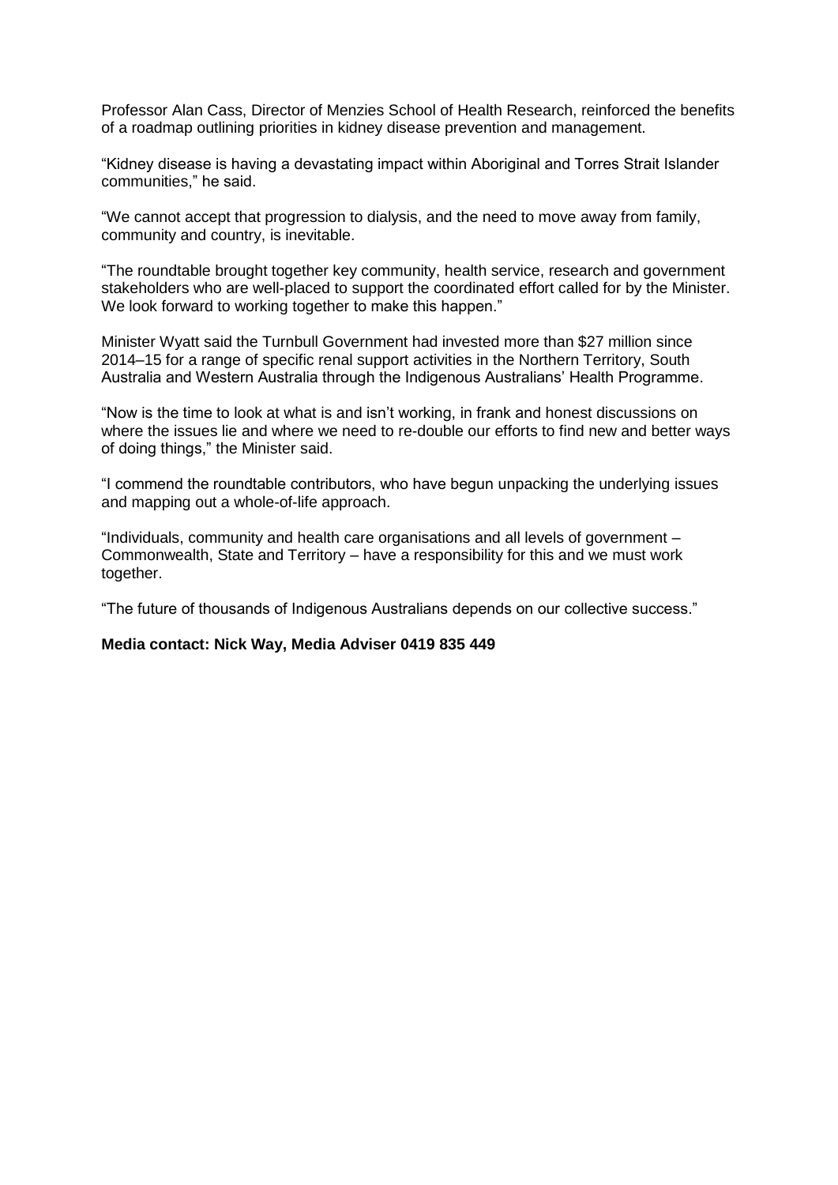Professor Alan Cass, Director of Menzies School of Health Research, reinforced the benefits of a roadmap outlining priorities in kidney disease prevention and management.

“Kidney disease is having a devastating impact within Aboriginal and Torres Strait Islander communities,” he said.

“We cannot accept that progression to dialysis, and the need to move away from family, community and country, is inevitable.

“The roundtable brought together key community, health service, research and government stakeholders who are well-placed to support the coordinated effort called for by the Minister. We look forward to working together to make this happen.”

Minister Wyatt said the Turnbull Government had invested more than $27 million since 2014–15 for a range of specific renal support activities in the Northern Territory, South Australia and Western Australia through the Indigenous Australians’ Health Programme.

“Now is the time to look at what is and isn’t working, in frank and honest discussions on where the issues lie and where we need to re-double our efforts to find new and better ways of doing things,” the Minister said.

“I commend the roundtable contributors, who have begun unpacking the underlying issues and mapping out a whole-of-life approach.

“Individuals, community and health care organisations and all levels of government – Commonwealth, State and Territory – have a responsibility for this and we must work together.

“The future of thousands of Indigenous Australians depends on our collective success.”

**Media contact: Nick Way, Media Adviser 0419 835 449**